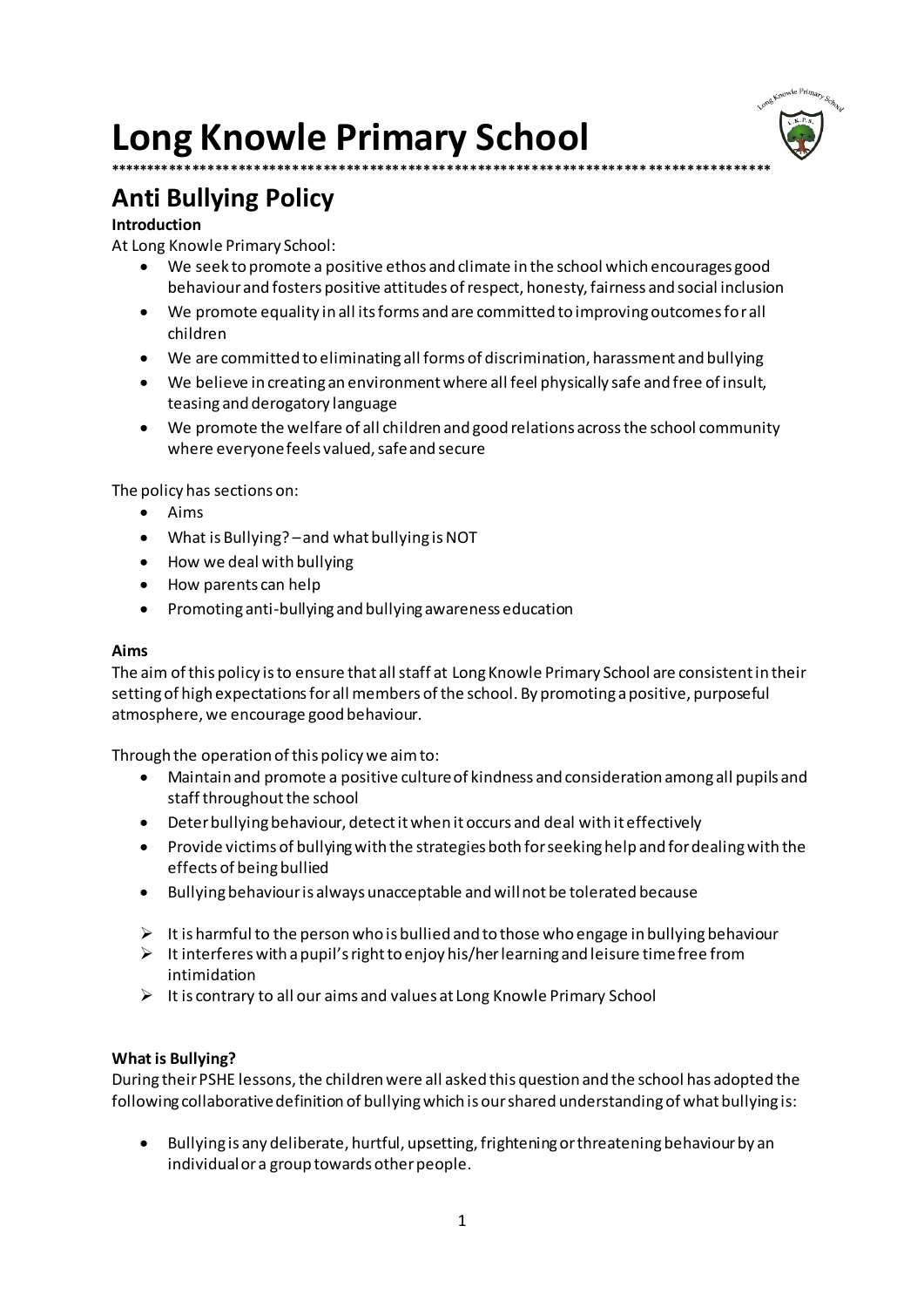# Long Knowle Primary School

************************************************************************************

## Anti Bullying Policy

**Introduction**

At Long Knowle Primary School:

- We seek to promote a positive ethos and climate in the school which encourages good behaviour and fosters positive attitudes of respect, honesty, fairness and social inclusion
- We promote equality in all its forms and are committed to improving outcomes for all children
- We are committed to eliminating all forms of discrimination, harassment and bullying
- We believe in creating an environment where all feel physically safe and free of insult, teasing and derogatory language
- We promote the welfare of all children and good relations across the school community where everyone feels valued, safe and secure

The policy has sections on:

- Aims
- What is Bullying? – and what bullying is NOT
- How we deal with bullying
- How parents can help
- Promoting anti-bullying and bullying awareness education

**Aims**

The aim of this policy is to ensure that all staff at Long Knowle Primary School are consistent in their setting of high expectations for all members of the school. By promoting a positive, purposeful atmosphere, we encourage good behaviour.

Through the operation of this policy we aim to:

- Maintain and promote a positive culture of kindness and consideration among all pupils and staff throughout the school
- Deter bullying behaviour, detect it when it occurs and deal with it effectively
- Provide victims of bullying with the strategies both for seeking help and for dealing with the effects of being bullied
- Bullying behaviour is always unacceptable and will not be tolerated because

- ➢ It is harmful to the person who is bullied and to those who engage in bullying behaviour
- ➢ It interferes with a pupil's right to enjoy his/her learning and leisure time free from intimidation
- ➢ It is contrary to all our aims and values at Long Knowle Primary School

**What is Bullying?**

During their PSHE lessons, the children were all asked this question and the school has adopted the following collaborative definition of bullying which is our shared understanding of what bullying is:

- Bullying is any deliberate, hurtful, upsetting, frightening or threatening behaviour by an individual or a group towards other people.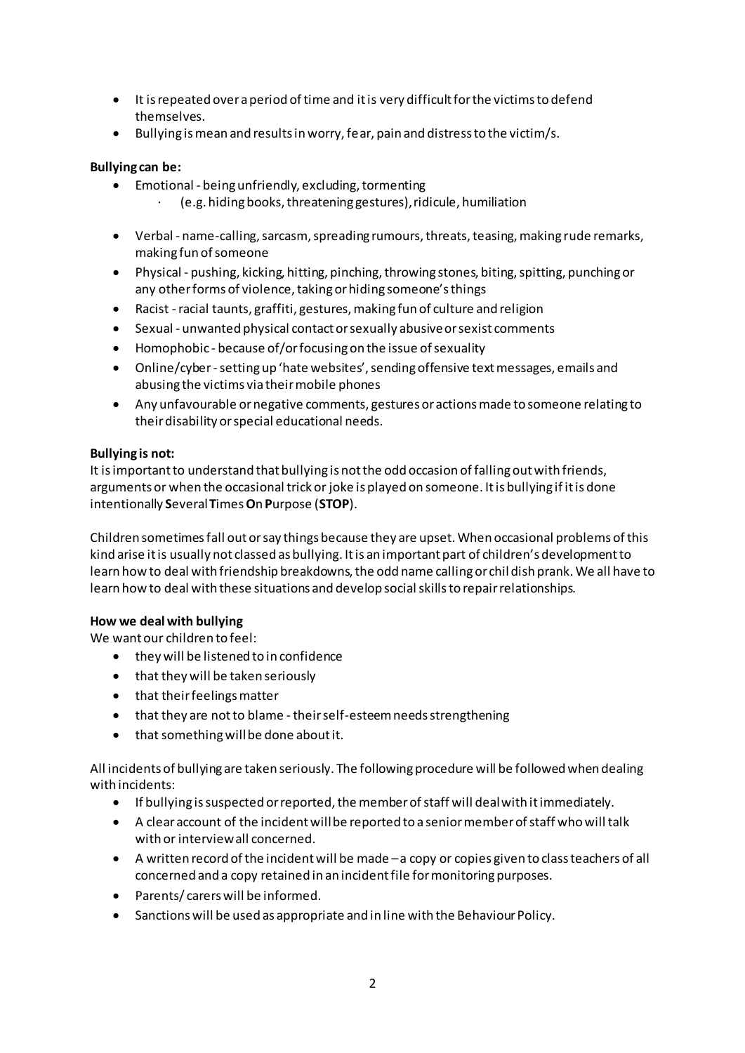- It is repeated over a period of time and it is very difficult for the victims to defend themselves.
- Bullying is mean and results in worry, fear, pain and distress to the victim/s.

**Bullying can be:**

- Emotional - being unfriendly, excluding, tormenting
    - (e.g. hiding books, threatening gestures), ridicule, humiliation
- Verbal - name-calling, sarcasm, spreading rumours, threats, teasing, making rude remarks, making fun of someone
- Physical - pushing, kicking, hitting, pinching, throwing stones, biting, spitting, punching or any other forms of violence, taking or hiding someone's things
- Racist - racial taunts, graffiti, gestures, making fun of culture and religion
- Sexual - unwanted physical contact or sexually abusive or sexist comments
- Homophobic - because of/or focusing on the issue of sexuality
- Online/cyber - setting up 'hate websites', sending offensive text messages, emails and abusing the victims via their mobile phones
- Any unfavourable or negative comments, gestures or actions made to someone relating to their disability or special educational needs.

**Bullying is not:**

It is important to understand that bullying is not the odd occasion of falling out with friends, arguments or when the occasional trick or joke is played on someone. It is bullying if it is done intentionally **S**everal **T**imes **O**n **P**urpose (**STOP**).

Children sometimes fall out or say things because they are upset. When occasional problems of this kind arise it is usually not classed as bullying. It is an important part of children's development to learn how to deal with friendship breakdowns, the odd name calling or childish prank. We all have to learn how to deal with these situations and develop social skills to repair relationships.

**How we deal with bullying**

We want our children to feel:

- they will be listened to in confidence
- that they will be taken seriously
- that their feelings matter
- that they are not to blame - their self-esteem needs strengthening
- that something will be done about it.

All incidents of bullying are taken seriously. The following procedure will be followed when dealing with incidents:

- If bullying is suspected or reported, the member of staff will deal with it immediately.
- A clear account of the incident will be reported to a senior member of staff who will talk with or interview all concerned.
- A written record of the incident will be made – a copy or copies given to class teachers of all concerned and a copy retained in an incident file for monitoring purposes.
- Parents/ carers will be informed.
- Sanctions will be used as appropriate and in line with the Behaviour Policy.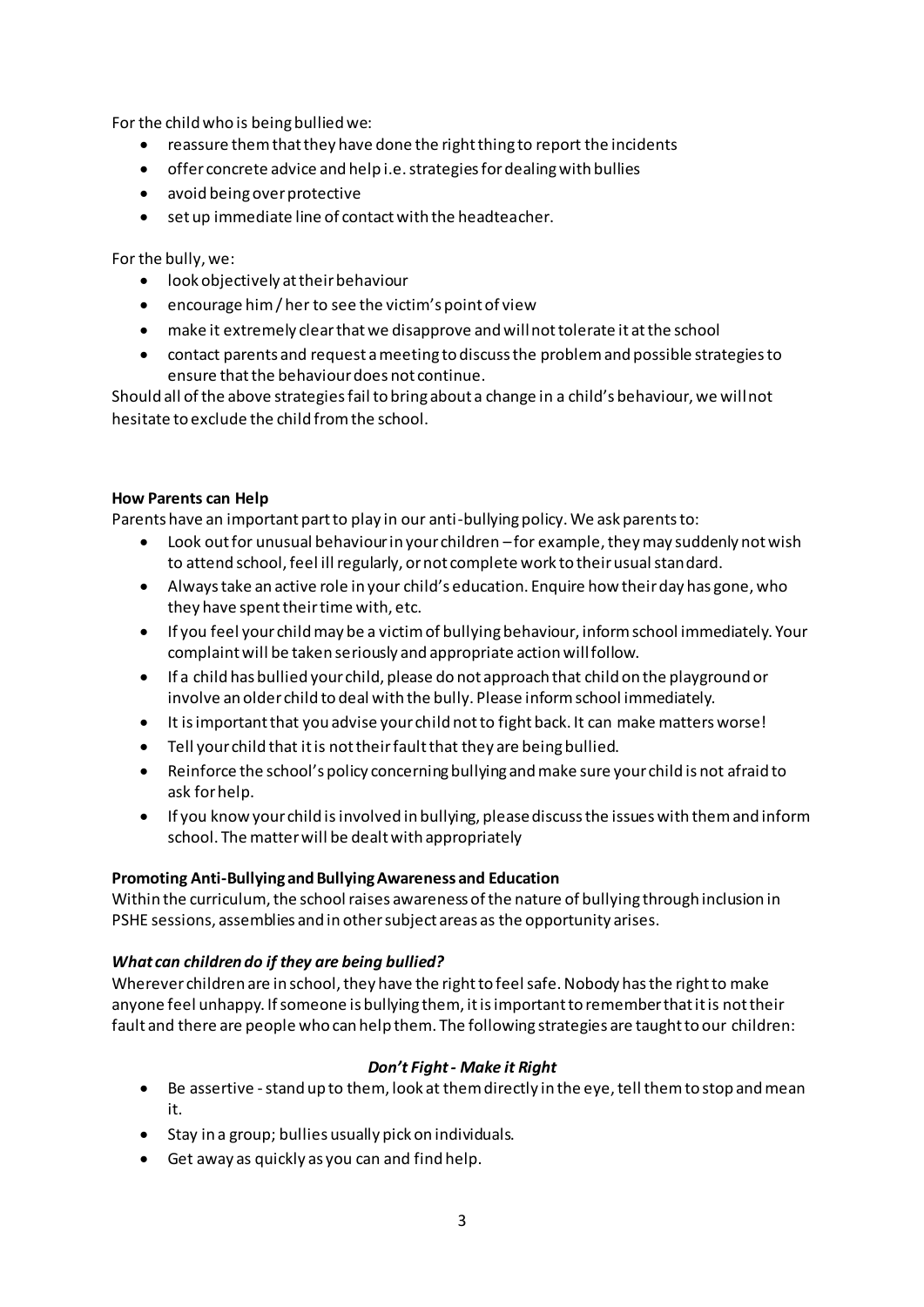For the child who is being bullied we:

- reassure them that they have done the right thing to report the incidents
- offer concrete advice and help i.e. strategies for dealing with bullies
- avoid being over protective
- set up immediate line of contact with the headteacher.

For the bully, we:

- look objectively at their behaviour
- encourage him / her to see the victim's point of view
- make it extremely clear that we disapprove and will not tolerate it at the school
- contact parents and request a meeting to discuss the problem and possible strategies to ensure that the behaviour does not continue.

Should all of the above strategies fail to bring about a change in a child's behaviour, we will not hesitate to exclude the child from the school.

**How Parents can Help**

Parents have an important part to play in our anti-bullying policy. We ask parents to:

- Look out for unusual behaviour in your children – for example, they may suddenly not wish to attend school, feel ill regularly, or not complete work to their usual standard.
- Always take an active role in your child's education. Enquire how their day has gone, who they have spent their time with, etc.
- If you feel your child may be a victim of bullying behaviour, inform school immediately. Your complaint will be taken seriously and appropriate action will follow.
- If a child has bullied your child, please do not approach that child on the playground or involve an older child to deal with the bully. Please inform school immediately.
- It is important that you advise your child not to fight back. It can make matters worse!
- Tell your child that it is not their fault that they are being bullied.
- Reinforce the school's policy concerning bullying and make sure your child is not afraid to ask for help.
- If you know your child is involved in bullying, please discuss the issues with them and inform school. The matter will be dealt with appropriately

**Promoting Anti-Bullying and Bullying Awareness and Education**

Within the curriculum, the school raises awareness of the nature of bullying through inclusion in PSHE sessions, assemblies and in other subject areas as the opportunity arises.

***What can children do if they are being bullied?***

Wherever children are in school, they have the right to feel safe. Nobody has the right to make anyone feel unhappy. If someone is bullying them, it is important to remember that it is not their fault and there are people who can help them. The following strategies are taught to our children:

***Don't Fight - Make it Right***

- Be assertive - stand up to them, look at them directly in the eye, tell them to stop and mean it.
- Stay in a group; bullies usually pick on individuals.
- Get away as quickly as you can and find help.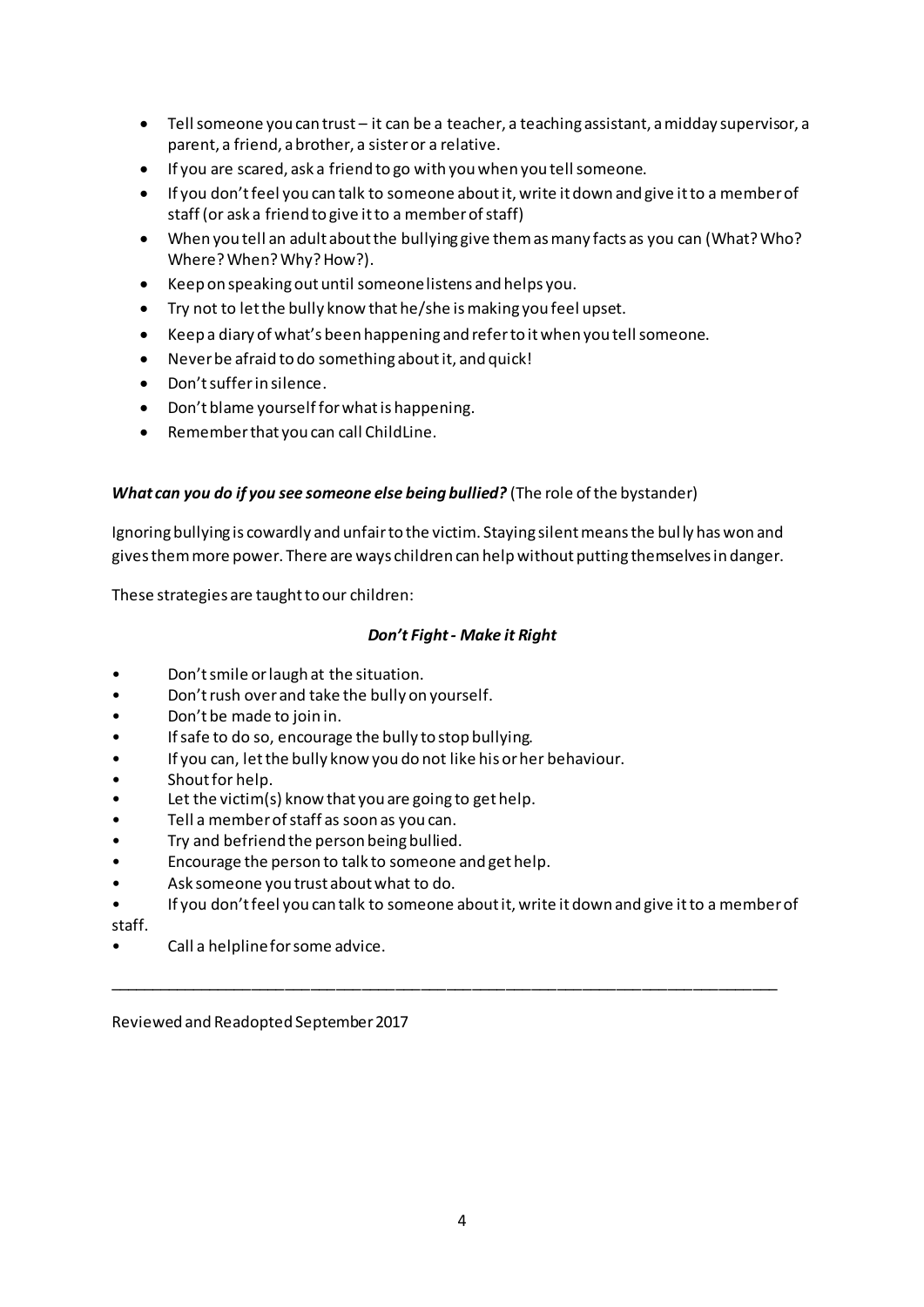- Tell someone you can trust – it can be a teacher, a teaching assistant, a midday supervisor, a parent, a friend, a brother, a sister or a relative.
- If you are scared, ask a friend to go with you when you tell someone.
- If you don't feel you can talk to someone about it, write it down and give it to a member of staff (or ask a friend to give it to a member of staff)
- When you tell an adult about the bullying give them as many facts as you can (What? Who? Where? When? Why? How?).
- Keep on speaking out until someone listens and helps you.
- Try not to let the bully know that he/she is making you feel upset.
- Keep a diary of what's been happening and refer to it when you tell someone.
- Never be afraid to do something about it, and quick!
- Don't suffer in silence.
- Don't blame yourself for what is happening.
- Remember that you can call ChildLine.

***What can you do if you see someone else being bullied?*** (The role of the bystander)

Ignoring bullying is cowardly and unfair to the victim. Staying silent means the bully has won and gives them more power. There are ways children can help without putting themselves in danger.

These strategies are taught to our children:

***Don't Fight - Make it Right***

- Don't smile or laugh at the situation.
- Don't rush over and take the bully on yourself.
- Don't be made to join in.
- If safe to do so, encourage the bully to stop bullying.
- If you can, let the bully know you do not like his or her behaviour.
- Shout for help.
- Let the victim(s) know that you are going to get help.
- Tell a member of staff as soon as you can.
- Try and befriend the person being bullied.
- Encourage the person to talk to someone and get help.
- Ask someone you trust about what to do.
- If you don't feel you can talk to someone about it, write it down and give it to a member of staff.
- Call a helpline for some advice.

---

Reviewed and Readopted September 2017